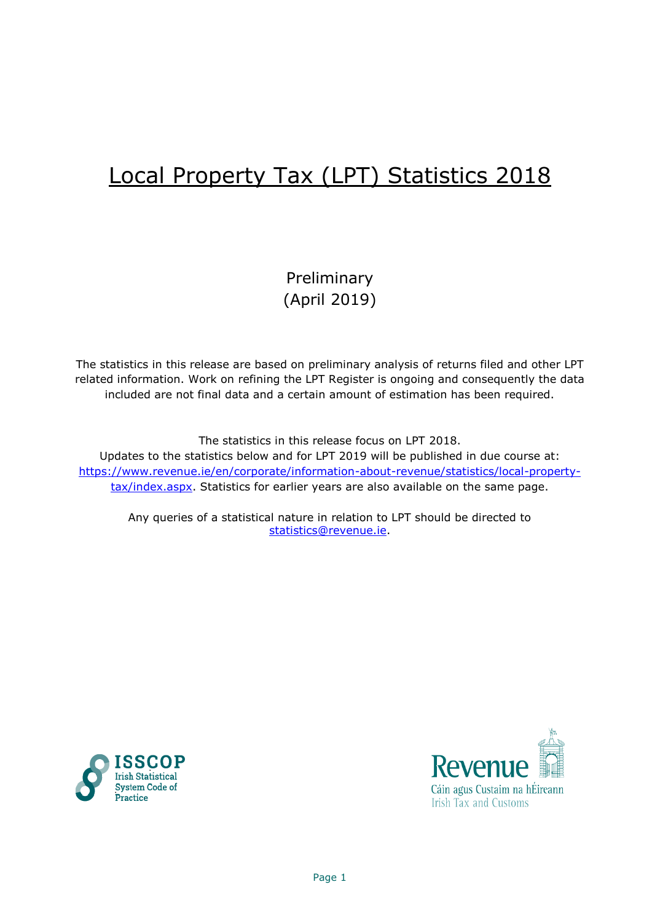# Local Property Tax (LPT) Statistics 2018

Preliminary
(April 2019)

The statistics in this release are based on preliminary analysis of returns filed and other LPT related information. Work on refining the LPT Register is ongoing and consequently the data included are not final data and a certain amount of estimation has been required.

The statistics in this release focus on LPT 2018.
Updates to the statistics below and for LPT 2019 will be published in due course at: [https://www.revenue.ie/en/corporate/information-about-revenue/statistics/local-property-tax/index.aspx](https://www.revenue.ie/en/corporate/information-about-revenue/statistics/local-property-tax/index.aspx). Statistics for earlier years are also available on the same page.

Any queries of a statistical nature in relation to LPT should be directed to [statistics@revenue.ie](mailto:statistics@revenue.ie).

ISSCOP
Irish Statistical System Code of Practice

Revenue
Cáin agus Custaim na hÉireann
Irish Tax and Customs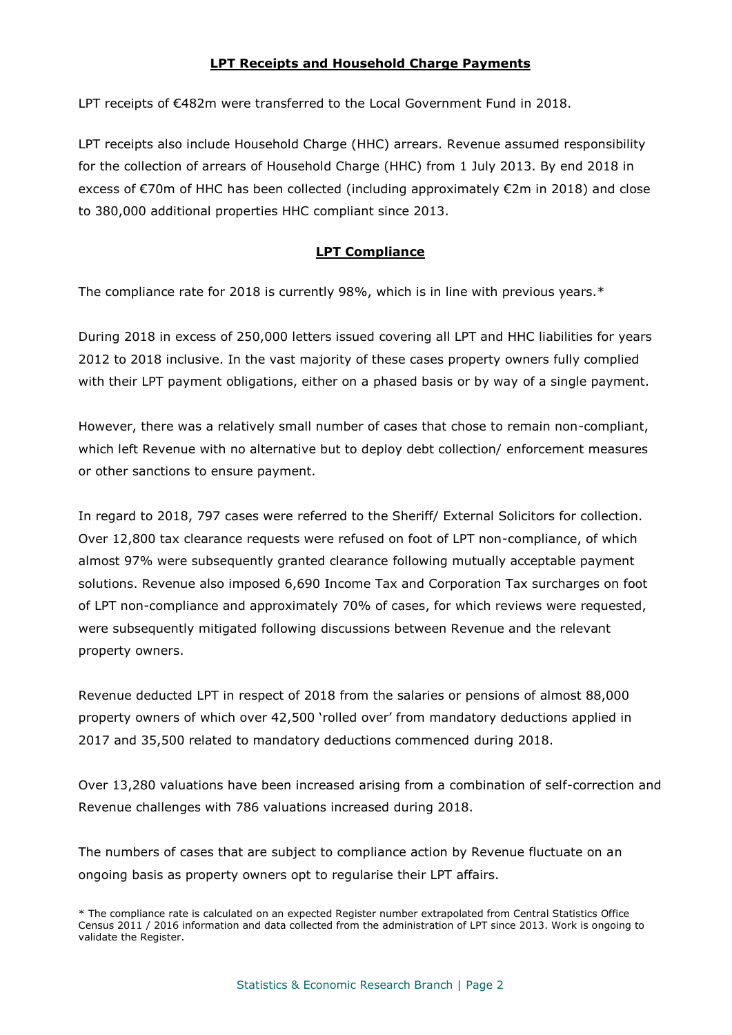## LPT Receipts and Household Charge Payments

LPT receipts of €482m were transferred to the Local Government Fund in 2018.

LPT receipts also include Household Charge (HHC) arrears. Revenue assumed responsibility for the collection of arrears of Household Charge (HHC) from 1 July 2013. By end 2018 in excess of €70m of HHC has been collected (including approximately €2m in 2018) and close to 380,000 additional properties HHC compliant since 2013.

## LPT Compliance

The compliance rate for 2018 is currently 98%, which is in line with previous years.*

During 2018 in excess of 250,000 letters issued covering all LPT and HHC liabilities for years 2012 to 2018 inclusive. In the vast majority of these cases property owners fully complied with their LPT payment obligations, either on a phased basis or by way of a single payment.

However, there was a relatively small number of cases that chose to remain non-compliant, which left Revenue with no alternative but to deploy debt collection/ enforcement measures or other sanctions to ensure payment.

In regard to 2018, 797 cases were referred to the Sheriff/ External Solicitors for collection. Over 12,800 tax clearance requests were refused on foot of LPT non-compliance, of which almost 97% were subsequently granted clearance following mutually acceptable payment solutions. Revenue also imposed 6,690 Income Tax and Corporation Tax surcharges on foot of LPT non-compliance and approximately 70% of cases, for which reviews were requested, were subsequently mitigated following discussions between Revenue and the relevant property owners.

Revenue deducted LPT in respect of 2018 from the salaries or pensions of almost 88,000 property owners of which over 42,500 'rolled over' from mandatory deductions applied in 2017 and 35,500 related to mandatory deductions commenced during 2018.

Over 13,280 valuations have been increased arising from a combination of self-correction and Revenue challenges with 786 valuations increased during 2018.

The numbers of cases that are subject to compliance action by Revenue fluctuate on an ongoing basis as property owners opt to regularise their LPT affairs.

* The compliance rate is calculated on an expected Register number extrapolated from Central Statistics Office Census 2011 / 2016 information and data collected from the administration of LPT since 2013. Work is ongoing to validate the Register.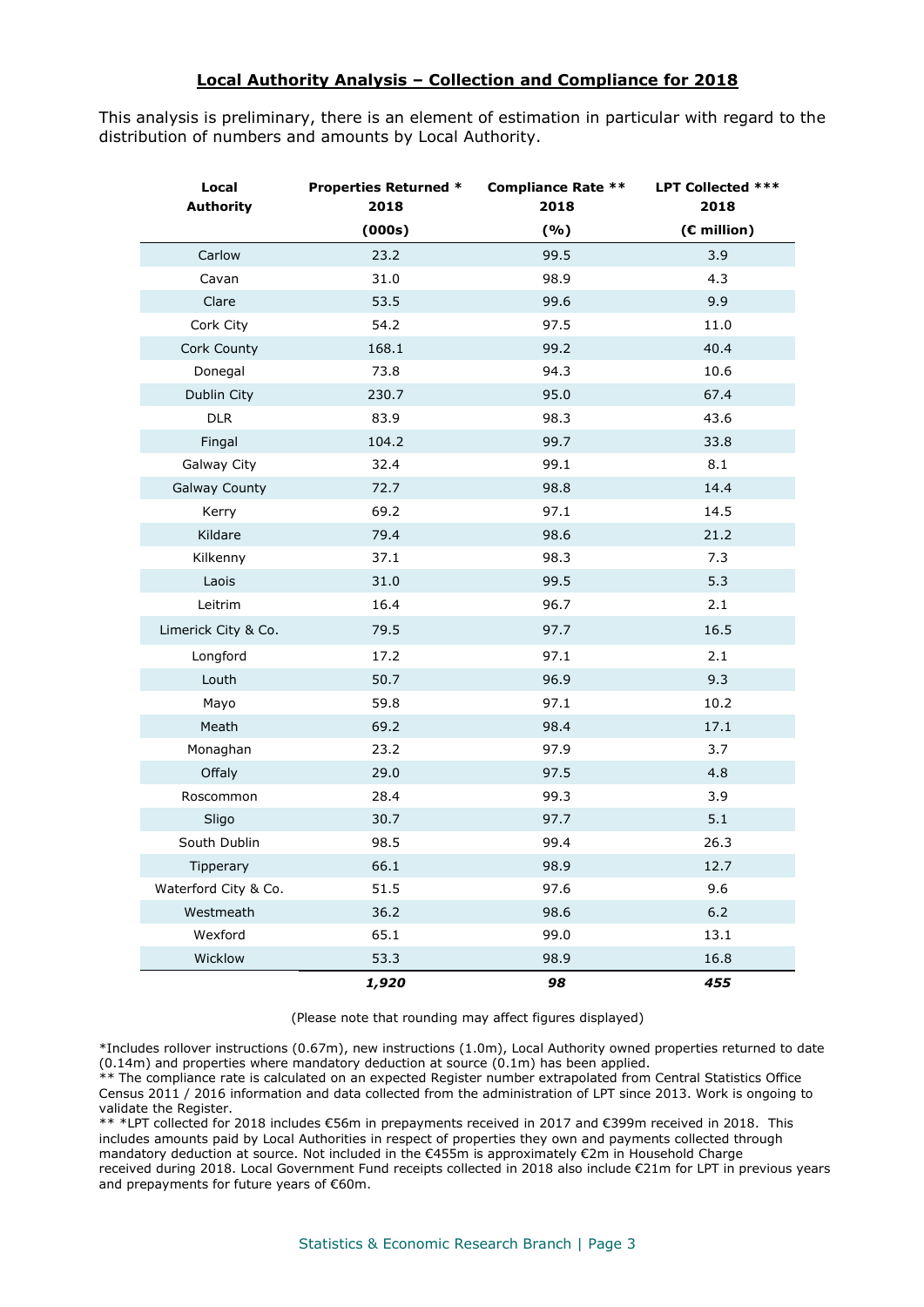## Local Authority Analysis – Collection and Compliance for 2018

This analysis is preliminary, there is an element of estimation in particular with regard to the distribution of numbers and amounts by Local Authority.

| Local Authority | Properties Returned * 2018 (000s) | Compliance Rate ** 2018 (%) | LPT Collected *** 2018 (€ million) |
|---|---|---|---|
| Carlow | 23.2 | 99.5 | 3.9 |
| Cavan | 31.0 | 98.9 | 4.3 |
| Clare | 53.5 | 99.6 | 9.9 |
| Cork City | 54.2 | 97.5 | 11.0 |
| Cork County | 168.1 | 99.2 | 40.4 |
| Donegal | 73.8 | 94.3 | 10.6 |
| Dublin City | 230.7 | 95.0 | 67.4 |
| DLR | 83.9 | 98.3 | 43.6 |
| Fingal | 104.2 | 99.7 | 33.8 |
| Galway City | 32.4 | 99.1 | 8.1 |
| Galway County | 72.7 | 98.8 | 14.4 |
| Kerry | 69.2 | 97.1 | 14.5 |
| Kildare | 79.4 | 98.6 | 21.2 |
| Kilkenny | 37.1 | 98.3 | 7.3 |
| Laois | 31.0 | 99.5 | 5.3 |
| Leitrim | 16.4 | 96.7 | 2.1 |
| Limerick City & Co. | 79.5 | 97.7 | 16.5 |
| Longford | 17.2 | 97.1 | 2.1 |
| Louth | 50.7 | 96.9 | 9.3 |
| Mayo | 59.8 | 97.1 | 10.2 |
| Meath | 69.2 | 98.4 | 17.1 |
| Monaghan | 23.2 | 97.9 | 3.7 |
| Offaly | 29.0 | 97.5 | 4.8 |
| Roscommon | 28.4 | 99.3 | 3.9 |
| Sligo | 30.7 | 97.7 | 5.1 |
| South Dublin | 98.5 | 99.4 | 26.3 |
| Tipperary | 66.1 | 98.9 | 12.7 |
| Waterford City & Co. | 51.5 | 97.6 | 9.6 |
| Westmeath | 36.2 | 98.6 | 6.2 |
| Wexford | 65.1 | 99.0 | 13.1 |
| Wicklow | 53.3 | 98.9 | 16.8 |
| | ***1,920*** | ***98*** | ***455*** |

(Please note that rounding may affect figures displayed)

*Includes rollover instructions (0.67m), new instructions (1.0m), Local Authority owned properties returned to date (0.14m) and properties where mandatory deduction at source (0.1m) has been applied.
** The compliance rate is calculated on an expected Register number extrapolated from Central Statistics Office Census 2011 / 2016 information and data collected from the administration of LPT since 2013. Work is ongoing to validate the Register.
** *LPT collected for 2018 includes €56m in prepayments received in 2017 and €399m received in 2018. This includes amounts paid by Local Authorities in respect of properties they own and payments collected through mandatory deduction at source. Not included in the €455m is approximately €2m in Household Charge received during 2018. Local Government Fund receipts collected in 2018 also include €21m for LPT in previous years and prepayments for future years of €60m.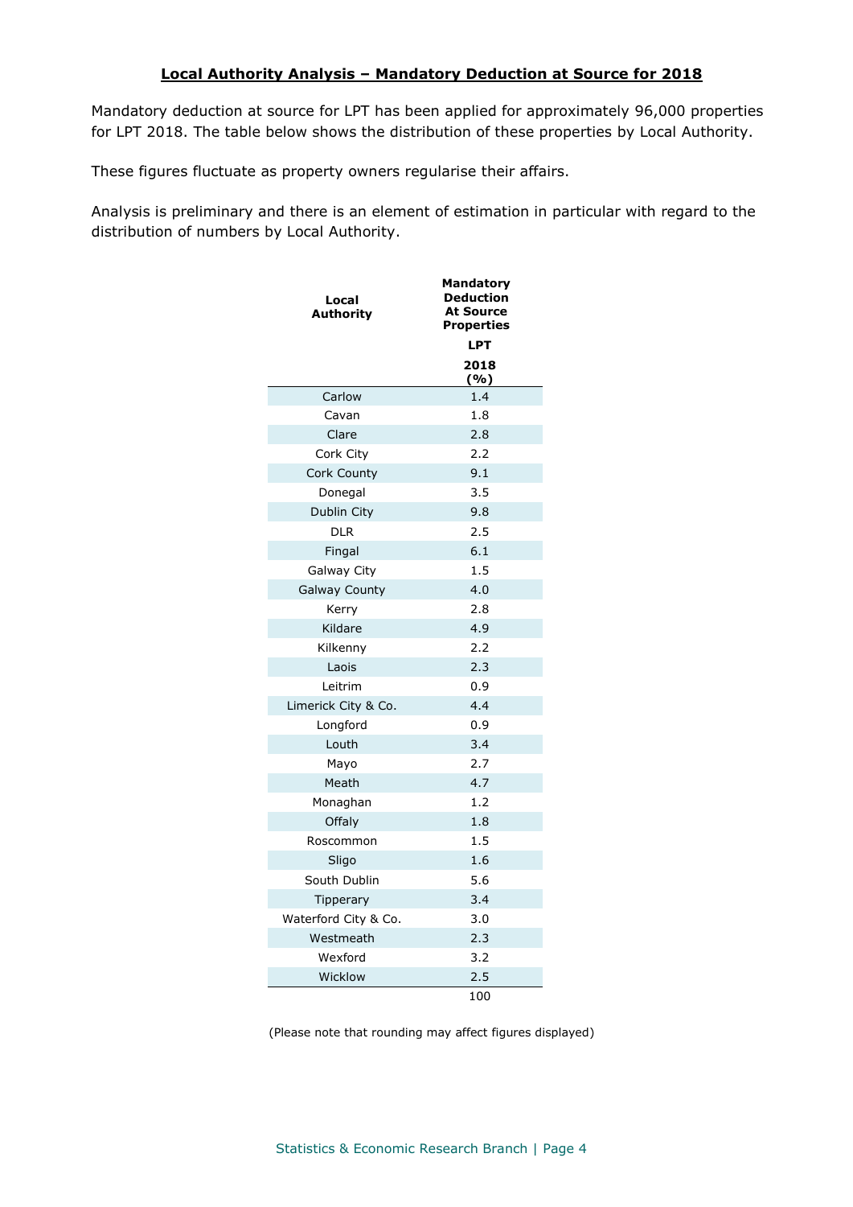## Local Authority Analysis – Mandatory Deduction at Source for 2018

Mandatory deduction at source for LPT has been applied for approximately 96,000 properties for LPT 2018. The table below shows the distribution of these properties by Local Authority.

These figures fluctuate as property owners regularise their affairs.

Analysis is preliminary and there is an element of estimation in particular with regard to the distribution of numbers by Local Authority.

| Local Authority | Mandatory Deduction At Source Properties LPT 2018 (%) |
|---|---|
| Carlow | 1.4 |
| Cavan | 1.8 |
| Clare | 2.8 |
| Cork City | 2.2 |
| Cork County | 9.1 |
| Donegal | 3.5 |
| Dublin City | 9.8 |
| DLR | 2.5 |
| Fingal | 6.1 |
| Galway City | 1.5 |
| Galway County | 4.0 |
| Kerry | 2.8 |
| Kildare | 4.9 |
| Kilkenny | 2.2 |
| Laois | 2.3 |
| Leitrim | 0.9 |
| Limerick City & Co. | 4.4 |
| Longford | 0.9 |
| Louth | 3.4 |
| Mayo | 2.7 |
| Meath | 4.7 |
| Monaghan | 1.2 |
| Offaly | 1.8 |
| Roscommon | 1.5 |
| Sligo | 1.6 |
| South Dublin | 5.6 |
| Tipperary | 3.4 |
| Waterford City & Co. | 3.0 |
| Westmeath | 2.3 |
| Wexford | 3.2 |
| Wicklow | 2.5 |
| | 100 |

(Please note that rounding may affect figures displayed)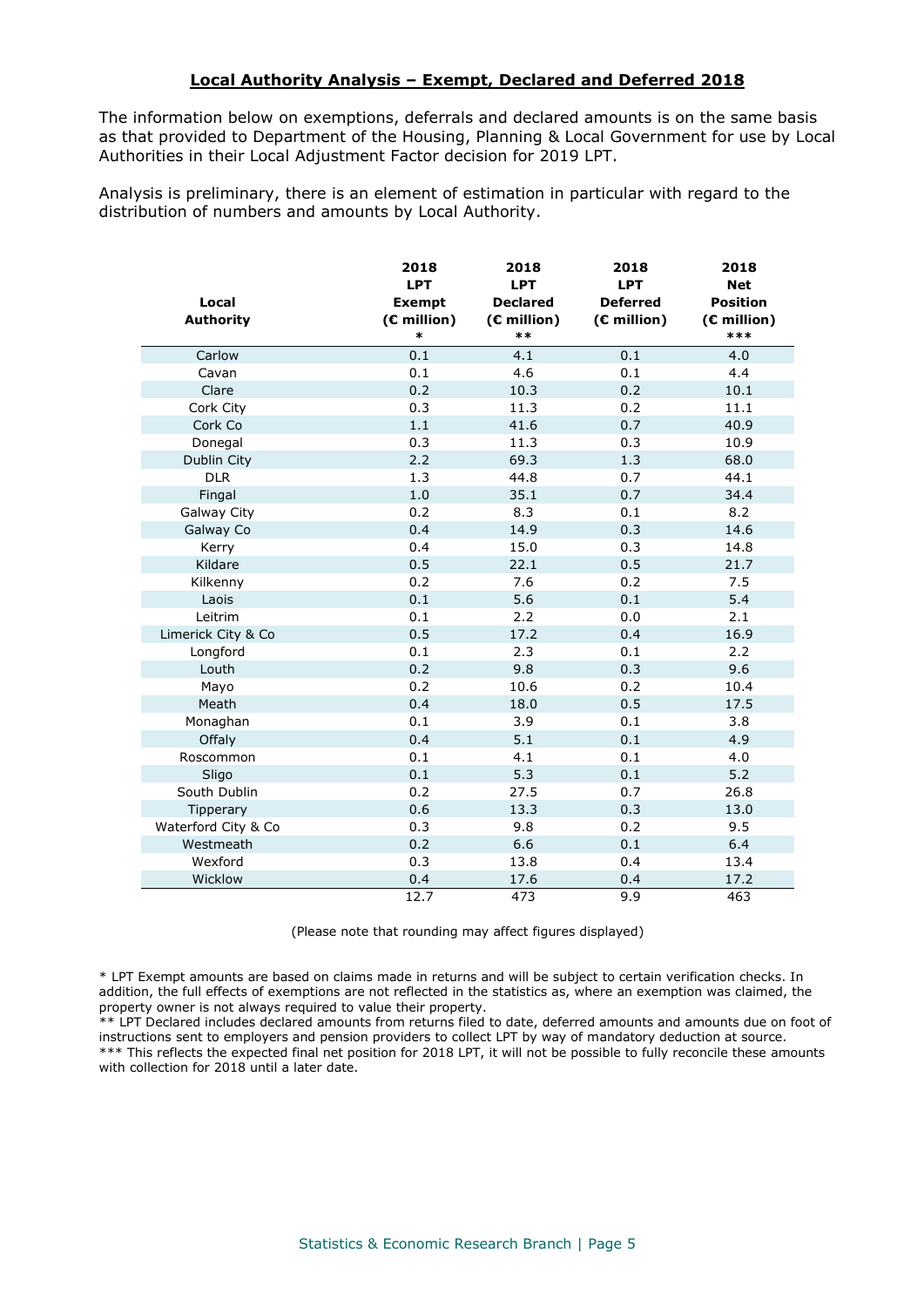## Local Authority Analysis – Exempt, Declared and Deferred 2018

The information below on exemptions, deferrals and declared amounts is on the same basis as that provided to Department of the Housing, Planning & Local Government for use by Local Authorities in their Local Adjustment Factor decision for 2019 LPT.

Analysis is preliminary, there is an element of estimation in particular with regard to the distribution of numbers and amounts by Local Authority.

| Local Authority | 2018 LPT Exempt (€ million) * | 2018 LPT Declared (€ million) ** | 2018 LPT Deferred (€ million) | 2018 Net Position (€ million) *** |
|---|---|---|---|---|
| Carlow | 0.1 | 4.1 | 0.1 | 4.0 |
| Cavan | 0.1 | 4.6 | 0.1 | 4.4 |
| Clare | 0.2 | 10.3 | 0.2 | 10.1 |
| Cork City | 0.3 | 11.3 | 0.2 | 11.1 |
| Cork Co | 1.1 | 41.6 | 0.7 | 40.9 |
| Donegal | 0.3 | 11.3 | 0.3 | 10.9 |
| Dublin City | 2.2 | 69.3 | 1.3 | 68.0 |
| DLR | 1.3 | 44.8 | 0.7 | 44.1 |
| Fingal | 1.0 | 35.1 | 0.7 | 34.4 |
| Galway City | 0.2 | 8.3 | 0.1 | 8.2 |
| Galway Co | 0.4 | 14.9 | 0.3 | 14.6 |
| Kerry | 0.4 | 15.0 | 0.3 | 14.8 |
| Kildare | 0.5 | 22.1 | 0.5 | 21.7 |
| Kilkenny | 0.2 | 7.6 | 0.2 | 7.5 |
| Laois | 0.1 | 5.6 | 0.1 | 5.4 |
| Leitrim | 0.1 | 2.2 | 0.0 | 2.1 |
| Limerick City & Co | 0.5 | 17.2 | 0.4 | 16.9 |
| Longford | 0.1 | 2.3 | 0.1 | 2.2 |
| Louth | 0.2 | 9.8 | 0.3 | 9.6 |
| Mayo | 0.2 | 10.6 | 0.2 | 10.4 |
| Meath | 0.4 | 18.0 | 0.5 | 17.5 |
| Monaghan | 0.1 | 3.9 | 0.1 | 3.8 |
| Offaly | 0.4 | 5.1 | 0.1 | 4.9 |
| Roscommon | 0.1 | 4.1 | 0.1 | 4.0 |
| Sligo | 0.1 | 5.3 | 0.1 | 5.2 |
| South Dublin | 0.2 | 27.5 | 0.7 | 26.8 |
| Tipperary | 0.6 | 13.3 | 0.3 | 13.0 |
| Waterford City & Co | 0.3 | 9.8 | 0.2 | 9.5 |
| Westmeath | 0.2 | 6.6 | 0.1 | 6.4 |
| Wexford | 0.3 | 13.8 | 0.4 | 13.4 |
| Wicklow | 0.4 | 17.6 | 0.4 | 17.2 |
| | 12.7 | 473 | 9.9 | 463 |

(Please note that rounding may affect figures displayed)

* LPT Exempt amounts are based on claims made in returns and will be subject to certain verification checks. In addition, the full effects of exemptions are not reflected in the statistics as, where an exemption was claimed, the property owner is not always required to value their property.
** LPT Declared includes declared amounts from returns filed to date, deferred amounts and amounts due on foot of instructions sent to employers and pension providers to collect LPT by way of mandatory deduction at source.
*** This reflects the expected final net position for 2018 LPT, it will not be possible to fully reconcile these amounts with collection for 2018 until a later date.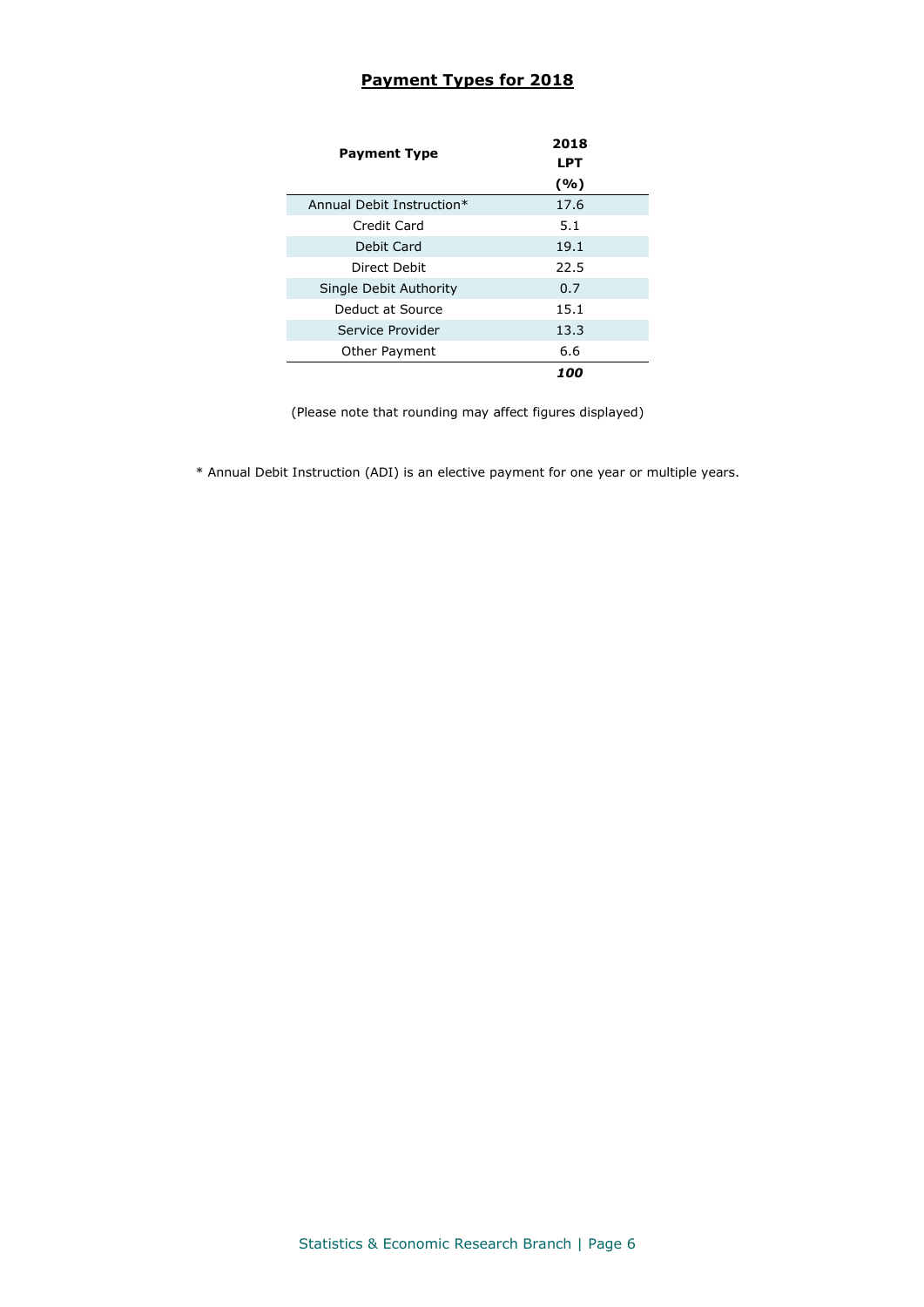## **Payment Types for 2018**

| Payment Type | 2018 LPT (%) |
|---|---|
| Annual Debit Instruction* | 17.6 |
| Credit Card | 5.1 |
| Debit Card | 19.1 |
| Direct Debit | 22.5 |
| Single Debit Authority | 0.7 |
| Deduct at Source | 15.1 |
| Service Provider | 13.3 |
| Other Payment | 6.6 |
| | ***100*** |

(Please note that rounding may affect figures displayed)

* Annual Debit Instruction (ADI) is an elective payment for one year or multiple years.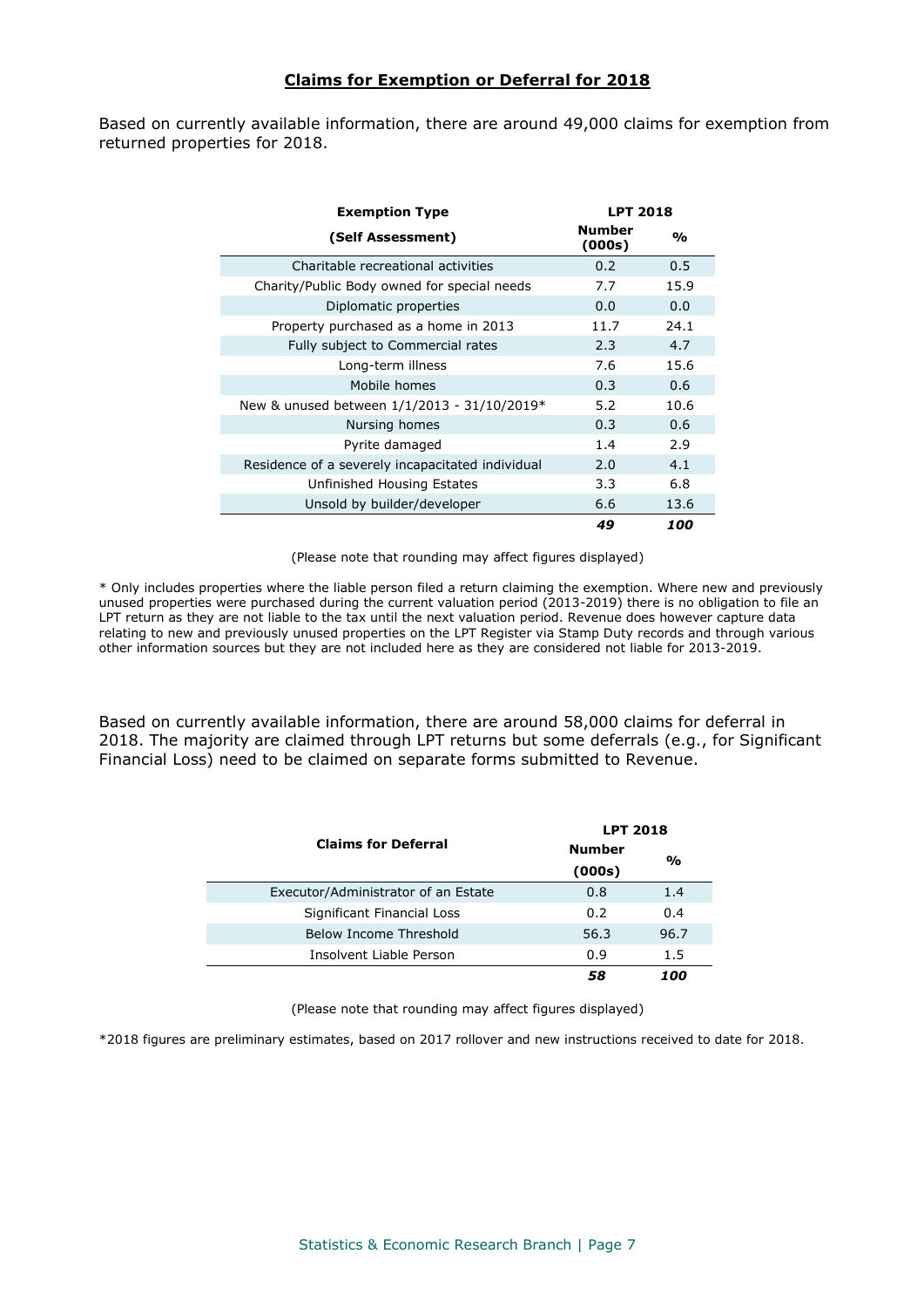## Claims for Exemption or Deferral for 2018

Based on currently available information, there are around 49,000 claims for exemption from returned properties for 2018.

| Exemption Type (Self Assessment) | LPT 2018 Number (000s) | % |
|---|---|---|
| Charitable recreational activities | 0.2 | 0.5 |
| Charity/Public Body owned for special needs | 7.7 | 15.9 |
| Diplomatic properties | 0.0 | 0.0 |
| Property purchased as a home in 2013 | 11.7 | 24.1 |
| Fully subject to Commercial rates | 2.3 | 4.7 |
| Long-term illness | 7.6 | 15.6 |
| Mobile homes | 0.3 | 0.6 |
| New & unused between 1/1/2013 - 31/10/2019* | 5.2 | 10.6 |
| Nursing homes | 0.3 | 0.6 |
| Pyrite damaged | 1.4 | 2.9 |
| Residence of a severely incapacitated individual | 2.0 | 4.1 |
| Unfinished Housing Estates | 3.3 | 6.8 |
| Unsold by builder/developer | 6.6 | 13.6 |
| | ***49*** | ***100*** |

(Please note that rounding may affect figures displayed)

* Only includes properties where the liable person filed a return claiming the exemption. Where new and previously unused properties were purchased during the current valuation period (2013-2019) there is no obligation to file an LPT return as they are not liable to the tax until the next valuation period. Revenue does however capture data relating to new and previously unused properties on the LPT Register via Stamp Duty records and through various other information sources but they are not included here as they are considered not liable for 2013-2019.

Based on currently available information, there are around 58,000 claims for deferral in 2018. The majority are claimed through LPT returns but some deferrals (e.g., for Significant Financial Loss) need to be claimed on separate forms submitted to Revenue.

| Claims for Deferral | LPT 2018 Number (000s) | % |
|---|---|---|
| Executor/Administrator of an Estate | 0.8 | 1.4 |
| Significant Financial Loss | 0.2 | 0.4 |
| Below Income Threshold | 56.3 | 96.7 |
| Insolvent Liable Person | 0.9 | 1.5 |
| | ***58*** | ***100*** |

(Please note that rounding may affect figures displayed)

*2018 figures are preliminary estimates, based on 2017 rollover and new instructions received to date for 2018.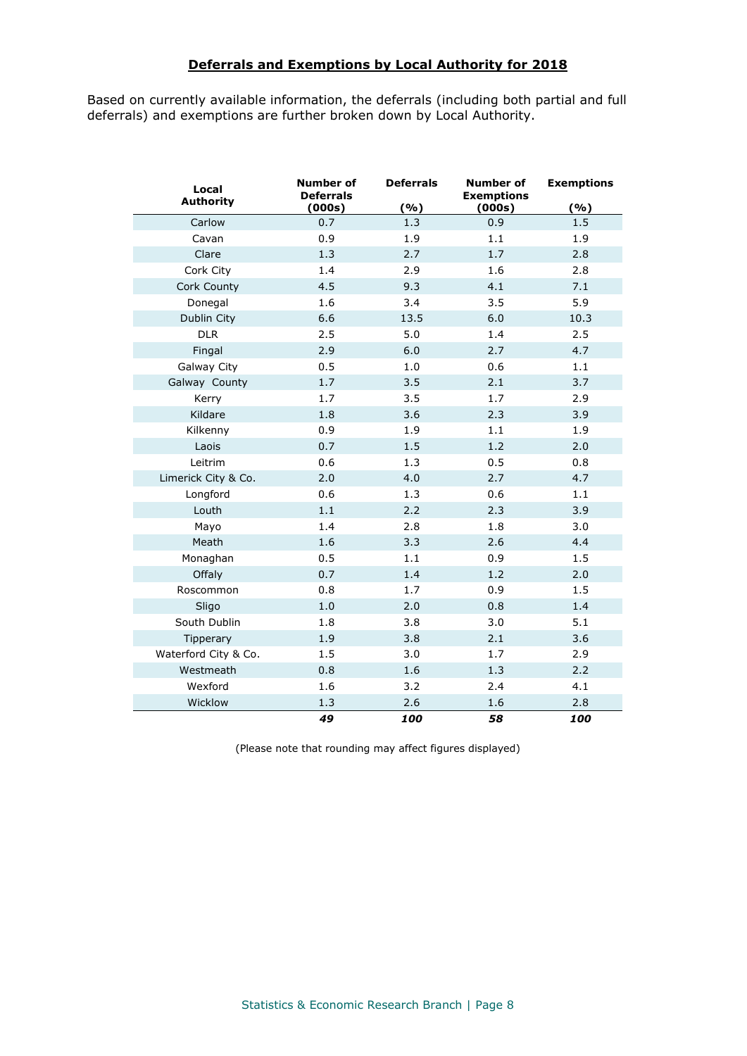## Deferrals and Exemptions by Local Authority for 2018

Based on currently available information, the deferrals (including both partial and full deferrals) and exemptions are further broken down by Local Authority.

| Local Authority | Number of Deferrals (000s) | Deferrals (%) | Number of Exemptions (000s) | Exemptions (%) |
|---|---|---|---|---|
| Carlow | 0.7 | 1.3 | 0.9 | 1.5 |
| Cavan | 0.9 | 1.9 | 1.1 | 1.9 |
| Clare | 1.3 | 2.7 | 1.7 | 2.8 |
| Cork City | 1.4 | 2.9 | 1.6 | 2.8 |
| Cork County | 4.5 | 9.3 | 4.1 | 7.1 |
| Donegal | 1.6 | 3.4 | 3.5 | 5.9 |
| Dublin City | 6.6 | 13.5 | 6.0 | 10.3 |
| DLR | 2.5 | 5.0 | 1.4 | 2.5 |
| Fingal | 2.9 | 6.0 | 2.7 | 4.7 |
| Galway City | 0.5 | 1.0 | 0.6 | 1.1 |
| Galway County | 1.7 | 3.5 | 2.1 | 3.7 |
| Kerry | 1.7 | 3.5 | 1.7 | 2.9 |
| Kildare | 1.8 | 3.6 | 2.3 | 3.9 |
| Kilkenny | 0.9 | 1.9 | 1.1 | 1.9 |
| Laois | 0.7 | 1.5 | 1.2 | 2.0 |
| Leitrim | 0.6 | 1.3 | 0.5 | 0.8 |
| Limerick City & Co. | 2.0 | 4.0 | 2.7 | 4.7 |
| Longford | 0.6 | 1.3 | 0.6 | 1.1 |
| Louth | 1.1 | 2.2 | 2.3 | 3.9 |
| Mayo | 1.4 | 2.8 | 1.8 | 3.0 |
| Meath | 1.6 | 3.3 | 2.6 | 4.4 |
| Monaghan | 0.5 | 1.1 | 0.9 | 1.5 |
| Offaly | 0.7 | 1.4 | 1.2 | 2.0 |
| Roscommon | 0.8 | 1.7 | 0.9 | 1.5 |
| Sligo | 1.0 | 2.0 | 0.8 | 1.4 |
| South Dublin | 1.8 | 3.8 | 3.0 | 5.1 |
| Tipperary | 1.9 | 3.8 | 2.1 | 3.6 |
| Waterford City & Co. | 1.5 | 3.0 | 1.7 | 2.9 |
| Westmeath | 0.8 | 1.6 | 1.3 | 2.2 |
| Wexford | 1.6 | 3.2 | 2.4 | 4.1 |
| Wicklow | 1.3 | 2.6 | 1.6 | 2.8 |
| | ***49*** | ***100*** | ***58*** | ***100*** |

(Please note that rounding may affect figures displayed)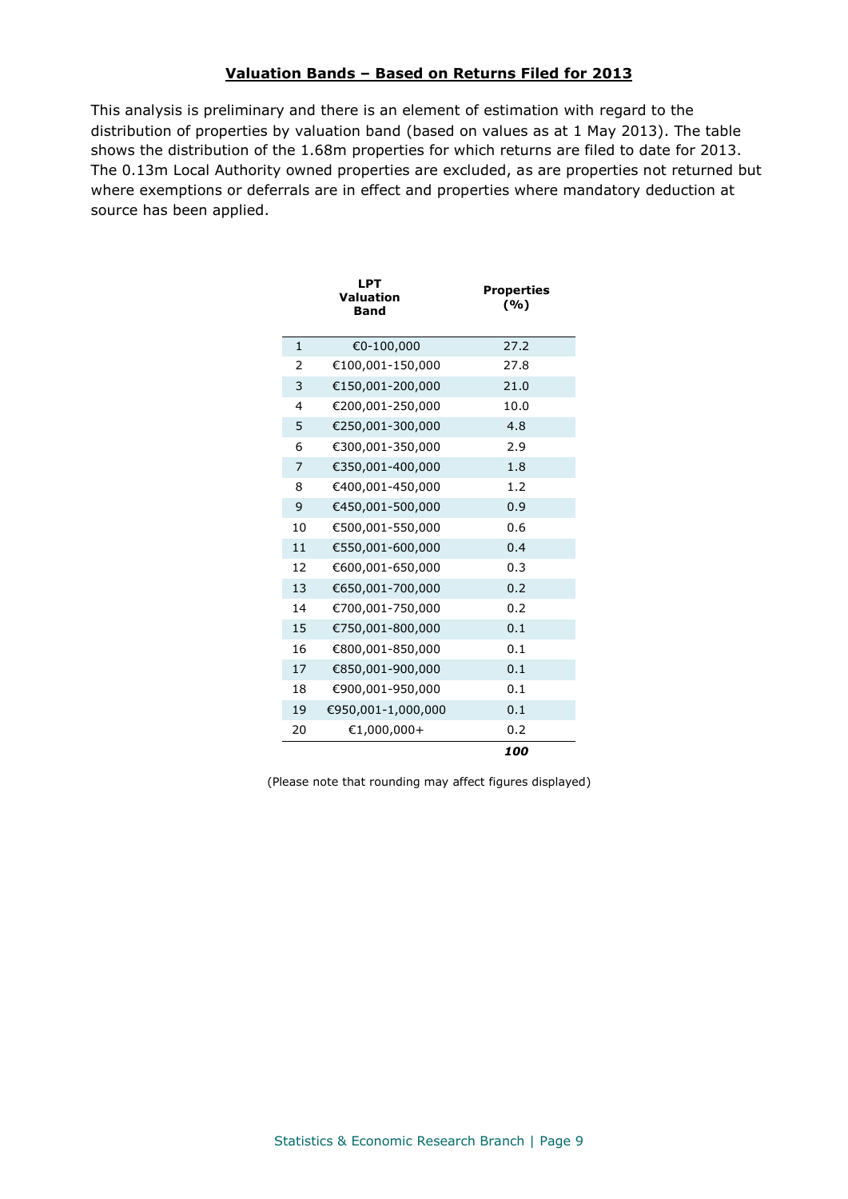## Valuation Bands – Based on Returns Filed for 2013

This analysis is preliminary and there is an element of estimation with regard to the distribution of properties by valuation band (based on values as at 1 May 2013). The table shows the distribution of the 1.68m properties for which returns are filed to date for 2013. The 0.13m Local Authority owned properties are excluded, as are properties not returned but where exemptions or deferrals are in effect and properties where mandatory deduction at source has been applied.

| | LPT Valuation Band | Properties (%) |
|---|---|---|
| 1 | €0-100,000 | 27.2 |
| 2 | €100,001-150,000 | 27.8 |
| 3 | €150,001-200,000 | 21.0 |
| 4 | €200,001-250,000 | 10.0 |
| 5 | €250,001-300,000 | 4.8 |
| 6 | €300,001-350,000 | 2.9 |
| 7 | €350,001-400,000 | 1.8 |
| 8 | €400,001-450,000 | 1.2 |
| 9 | €450,001-500,000 | 0.9 |
| 10 | €500,001-550,000 | 0.6 |
| 11 | €550,001-600,000 | 0.4 |
| 12 | €600,001-650,000 | 0.3 |
| 13 | €650,001-700,000 | 0.2 |
| 14 | €700,001-750,000 | 0.2 |
| 15 | €750,001-800,000 | 0.1 |
| 16 | €800,001-850,000 | 0.1 |
| 17 | €850,001-900,000 | 0.1 |
| 18 | €900,001-950,000 | 0.1 |
| 19 | €950,001-1,000,000 | 0.1 |
| 20 | €1,000,000+ | 0.2 |
| | | ***100*** |

(Please note that rounding may affect figures displayed)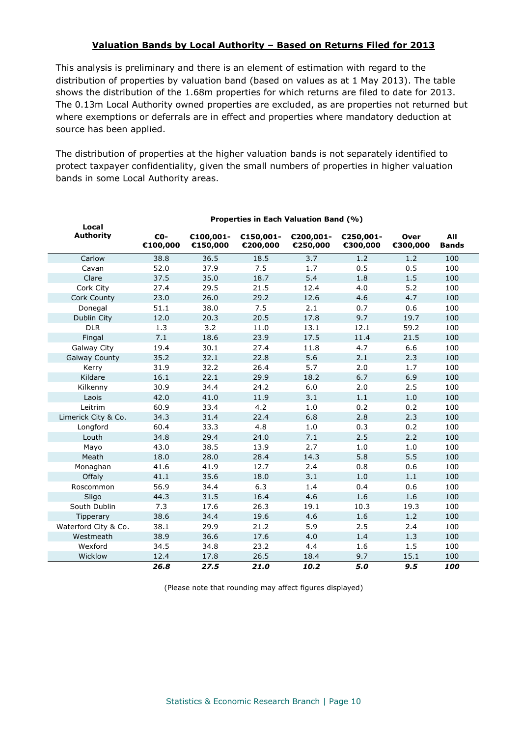## Valuation Bands by Local Authority – Based on Returns Filed for 2013

This analysis is preliminary and there is an element of estimation with regard to the distribution of properties by valuation band (based on values as at 1 May 2013). The table shows the distribution of the 1.68m properties for which returns are filed to date for 2013. The 0.13m Local Authority owned properties are excluded, as are properties not returned but where exemptions or deferrals are in effect and properties where mandatory deduction at source has been applied.

The distribution of properties at the higher valuation bands is not separately identified to protect taxpayer confidentiality, given the small numbers of properties in higher valuation bands in some Local Authority areas.

| Local Authority | Properties in Each Valuation Band (%) | | | | | | |
|---|---|---|---|---|---|---|---|
| | €0-€100,000 | €100,001-€150,000 | €150,001-€200,000 | €200,001-€250,000 | €250,001-€300,000 | Over €300,000 | All Bands |
| Carlow | 38.8 | 36.5 | 18.5 | 3.7 | 1.2 | 1.2 | 100 |
| Cavan | 52.0 | 37.9 | 7.5 | 1.7 | 0.5 | 0.5 | 100 |
| Clare | 37.5 | 35.0 | 18.7 | 5.4 | 1.8 | 1.5 | 100 |
| Cork City | 27.4 | 29.5 | 21.5 | 12.4 | 4.0 | 5.2 | 100 |
| Cork County | 23.0 | 26.0 | 29.2 | 12.6 | 4.6 | 4.7 | 100 |
| Donegal | 51.1 | 38.0 | 7.5 | 2.1 | 0.7 | 0.6 | 100 |
| Dublin City | 12.0 | 20.3 | 20.5 | 17.8 | 9.7 | 19.7 | 100 |
| DLR | 1.3 | 3.2 | 11.0 | 13.1 | 12.1 | 59.2 | 100 |
| Fingal | 7.1 | 18.6 | 23.9 | 17.5 | 11.4 | 21.5 | 100 |
| Galway City | 19.4 | 30.1 | 27.4 | 11.8 | 4.7 | 6.6 | 100 |
| Galway County | 35.2 | 32.1 | 22.8 | 5.6 | 2.1 | 2.3 | 100 |
| Kerry | 31.9 | 32.2 | 26.4 | 5.7 | 2.0 | 1.7 | 100 |
| Kildare | 16.1 | 22.1 | 29.9 | 18.2 | 6.7 | 6.9 | 100 |
| Kilkenny | 30.9 | 34.4 | 24.2 | 6.0 | 2.0 | 2.5 | 100 |
| Laois | 42.0 | 41.0 | 11.9 | 3.1 | 1.1 | 1.0 | 100 |
| Leitrim | 60.9 | 33.4 | 4.2 | 1.0 | 0.2 | 0.2 | 100 |
| Limerick City & Co. | 34.3 | 31.4 | 22.4 | 6.8 | 2.8 | 2.3 | 100 |
| Longford | 60.4 | 33.3 | 4.8 | 1.0 | 0.3 | 0.2 | 100 |
| Louth | 34.8 | 29.4 | 24.0 | 7.1 | 2.5 | 2.2 | 100 |
| Mayo | 43.0 | 38.5 | 13.9 | 2.7 | 1.0 | 1.0 | 100 |
| Meath | 18.0 | 28.0 | 28.4 | 14.3 | 5.8 | 5.5 | 100 |
| Monaghan | 41.6 | 41.9 | 12.7 | 2.4 | 0.8 | 0.6 | 100 |
| Offaly | 41.1 | 35.6 | 18.0 | 3.1 | 1.0 | 1.1 | 100 |
| Roscommon | 56.9 | 34.4 | 6.3 | 1.4 | 0.4 | 0.6 | 100 |
| Sligo | 44.3 | 31.5 | 16.4 | 4.6 | 1.6 | 1.6 | 100 |
| South Dublin | 7.3 | 17.6 | 26.3 | 19.1 | 10.3 | 19.3 | 100 |
| Tipperary | 38.6 | 34.4 | 19.6 | 4.6 | 1.6 | 1.2 | 100 |
| Waterford City & Co. | 38.1 | 29.9 | 21.2 | 5.9 | 2.5 | 2.4 | 100 |
| Westmeath | 38.9 | 36.6 | 17.6 | 4.0 | 1.4 | 1.3 | 100 |
| Wexford | 34.5 | 34.8 | 23.2 | 4.4 | 1.6 | 1.5 | 100 |
| Wicklow | 12.4 | 17.8 | 26.5 | 18.4 | 9.7 | 15.1 | 100 |
| | ***26.8*** | ***27.5*** | ***21.0*** | ***10.2*** | ***5.0*** | ***9.5*** | ***100*** |

(Please note that rounding may affect figures displayed)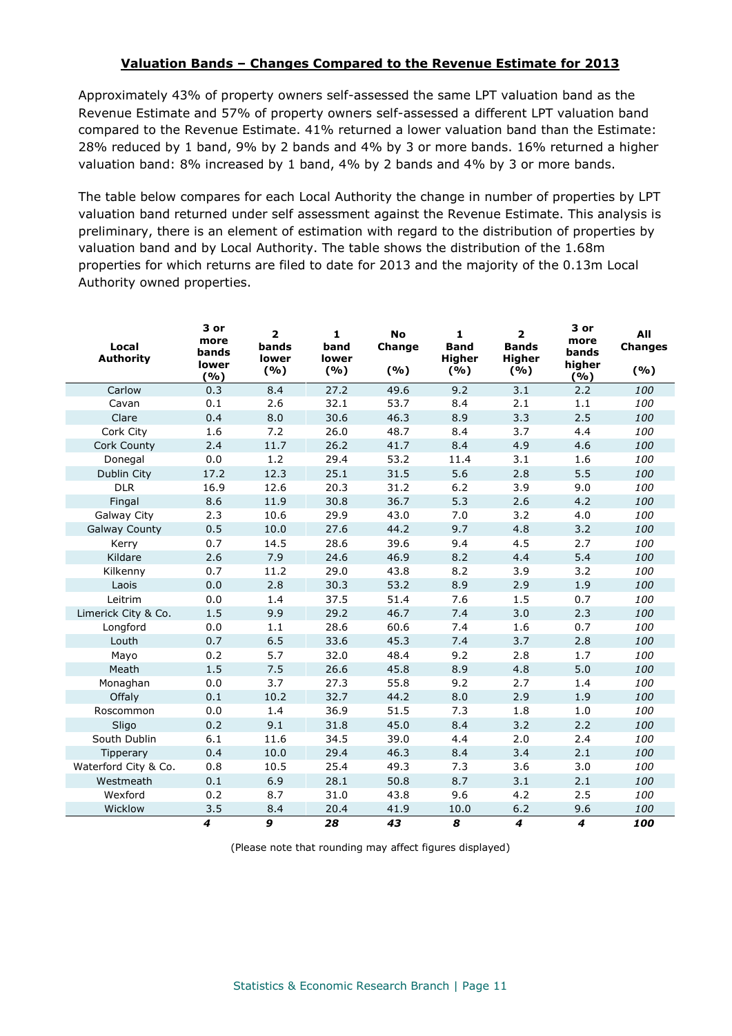**Valuation Bands – Changes Compared to the Revenue Estimate for 2013**

Approximately 43% of property owners self-assessed the same LPT valuation band as the Revenue Estimate and 57% of property owners self-assessed a different LPT valuation band compared to the Revenue Estimate. 41% returned a lower valuation band than the Estimate: 28% reduced by 1 band, 9% by 2 bands and 4% by 3 or more bands. 16% returned a higher valuation band: 8% increased by 1 band, 4% by 2 bands and 4% by 3 or more bands.

The table below compares for each Local Authority the change in number of properties by LPT valuation band returned under self assessment against the Revenue Estimate. This analysis is preliminary, there is an element of estimation with regard to the distribution of properties by valuation band and by Local Authority. The table shows the distribution of the 1.68m properties for which returns are filed to date for 2013 and the majority of the 0.13m Local Authority owned properties.

| Local Authority | 3 or more bands lower (%) | 2 bands lower (%) | 1 band lower (%) | No Change (%) | 1 Band Higher (%) | 2 Bands Higher (%) | 3 or more bands higher (%) | All Changes (%) |
|---|---|---|---|---|---|---|---|---|
| Carlow | 0.3 | 8.4 | 27.2 | 49.6 | 9.2 | 3.1 | 2.2 | *100* |
| Cavan | 0.1 | 2.6 | 32.1 | 53.7 | 8.4 | 2.1 | 1.1 | *100* |
| Clare | 0.4 | 8.0 | 30.6 | 46.3 | 8.9 | 3.3 | 2.5 | *100* |
| Cork City | 1.6 | 7.2 | 26.0 | 48.7 | 8.4 | 3.7 | 4.4 | *100* |
| Cork County | 2.4 | 11.7 | 26.2 | 41.7 | 8.4 | 4.9 | 4.6 | *100* |
| Donegal | 0.0 | 1.2 | 29.4 | 53.2 | 11.4 | 3.1 | 1.6 | *100* |
| Dublin City | 17.2 | 12.3 | 25.1 | 31.5 | 5.6 | 2.8 | 5.5 | *100* |
| DLR | 16.9 | 12.6 | 20.3 | 31.2 | 6.2 | 3.9 | 9.0 | *100* |
| Fingal | 8.6 | 11.9 | 30.8 | 36.7 | 5.3 | 2.6 | 4.2 | *100* |
| Galway City | 2.3 | 10.6 | 29.9 | 43.0 | 7.0 | 3.2 | 4.0 | *100* |
| Galway County | 0.5 | 10.0 | 27.6 | 44.2 | 9.7 | 4.8 | 3.2 | *100* |
| Kerry | 0.7 | 14.5 | 28.6 | 39.6 | 9.4 | 4.5 | 2.7 | *100* |
| Kildare | 2.6 | 7.9 | 24.6 | 46.9 | 8.2 | 4.4 | 5.4 | *100* |
| Kilkenny | 0.7 | 11.2 | 29.0 | 43.8 | 8.2 | 3.9 | 3.2 | *100* |
| Laois | 0.0 | 2.8 | 30.3 | 53.2 | 8.9 | 2.9 | 1.9 | *100* |
| Leitrim | 0.0 | 1.4 | 37.5 | 51.4 | 7.6 | 1.5 | 0.7 | *100* |
| Limerick City & Co. | 1.5 | 9.9 | 29.2 | 46.7 | 7.4 | 3.0 | 2.3 | *100* |
| Longford | 0.0 | 1.1 | 28.6 | 60.6 | 7.4 | 1.6 | 0.7 | *100* |
| Louth | 0.7 | 6.5 | 33.6 | 45.3 | 7.4 | 3.7 | 2.8 | *100* |
| Mayo | 0.2 | 5.7 | 32.0 | 48.4 | 9.2 | 2.8 | 1.7 | *100* |
| Meath | 1.5 | 7.5 | 26.6 | 45.8 | 8.9 | 4.8 | 5.0 | *100* |
| Monaghan | 0.0 | 3.7 | 27.3 | 55.8 | 9.2 | 2.7 | 1.4 | *100* |
| Offaly | 0.1 | 10.2 | 32.7 | 44.2 | 8.0 | 2.9 | 1.9 | *100* |
| Roscommon | 0.0 | 1.4 | 36.9 | 51.5 | 7.3 | 1.8 | 1.0 | *100* |
| Sligo | 0.2 | 9.1 | 31.8 | 45.0 | 8.4 | 3.2 | 2.2 | *100* |
| South Dublin | 6.1 | 11.6 | 34.5 | 39.0 | 4.4 | 2.0 | 2.4 | *100* |
| Tipperary | 0.4 | 10.0 | 29.4 | 46.3 | 8.4 | 3.4 | 2.1 | *100* |
| Waterford City & Co. | 0.8 | 10.5 | 25.4 | 49.3 | 7.3 | 3.6 | 3.0 | *100* |
| Westmeath | 0.1 | 6.9 | 28.1 | 50.8 | 8.7 | 3.1 | 2.1 | *100* |
| Wexford | 0.2 | 8.7 | 31.0 | 43.8 | 9.6 | 4.2 | 2.5 | *100* |
| Wicklow | 3.5 | 8.4 | 20.4 | 41.9 | 10.0 | 6.2 | 9.6 | *100* |
| | ***4*** | ***9*** | ***28*** | ***43*** | ***8*** | ***4*** | ***4*** | ***100*** |

(Please note that rounding may affect figures displayed)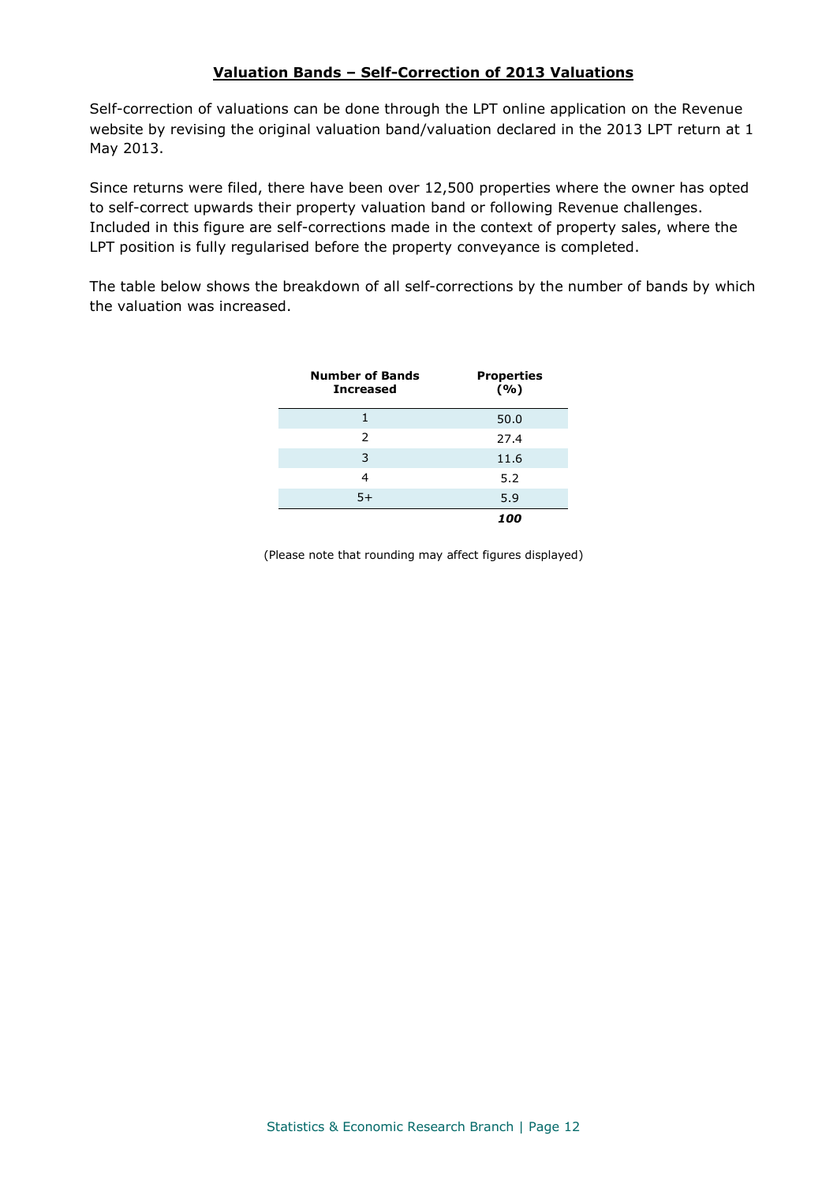## Valuation Bands – Self-Correction of 2013 Valuations

Self-correction of valuations can be done through the LPT online application on the Revenue website by revising the original valuation band/valuation declared in the 2013 LPT return at 1 May 2013.

Since returns were filed, there have been over 12,500 properties where the owner has opted to self-correct upwards their property valuation band or following Revenue challenges. Included in this figure are self-corrections made in the context of property sales, where the LPT position is fully regularised before the property conveyance is completed.

The table below shows the breakdown of all self-corrections by the number of bands by which the valuation was increased.

| Number of Bands Increased | Properties (%) |
|---|---|
| 1 | 50.0 |
| 2 | 27.4 |
| 3 | 11.6 |
| 4 | 5.2 |
| 5+ | 5.9 |
| | ***100*** |

(Please note that rounding may affect figures displayed)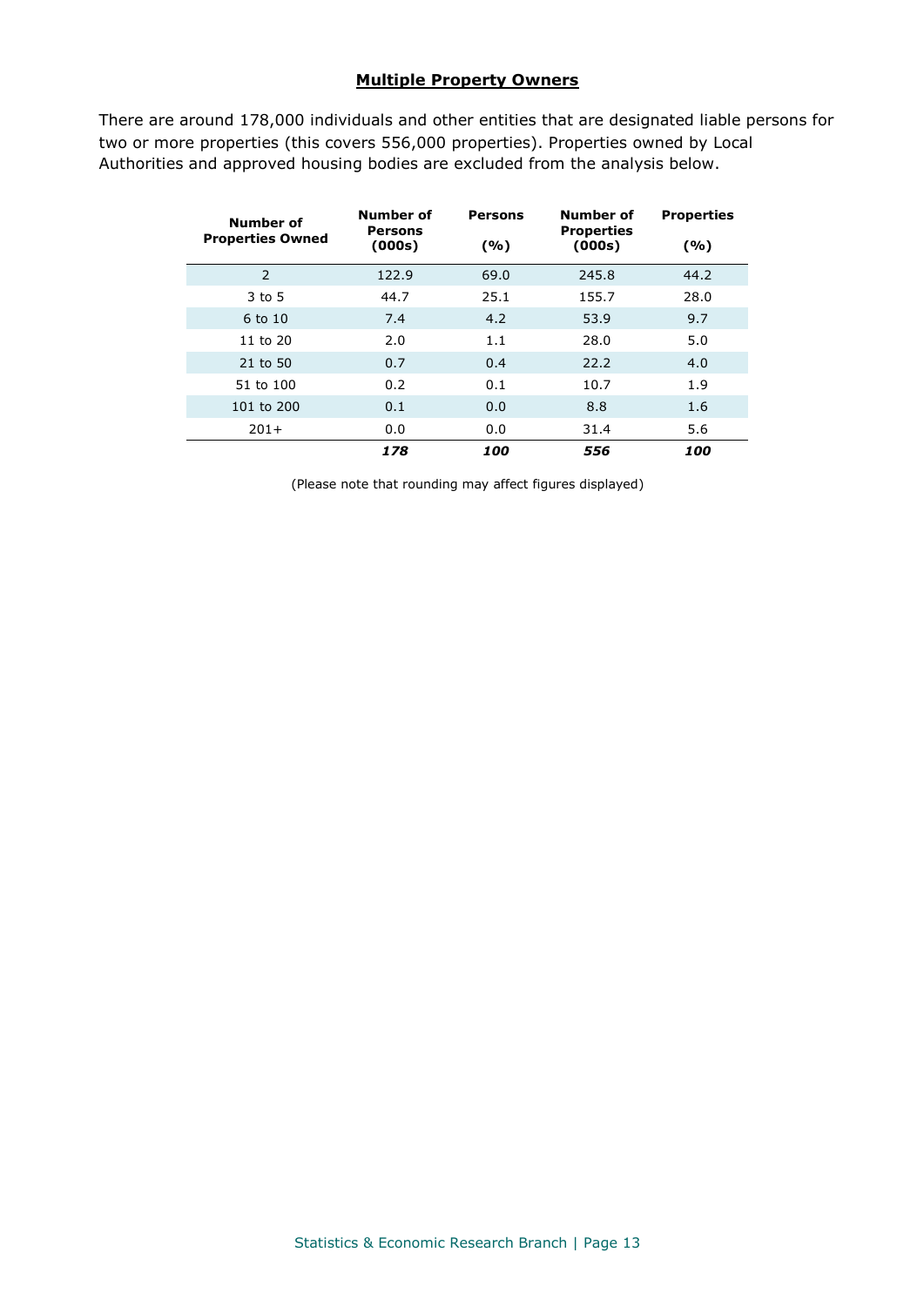## Multiple Property Owners

There are around 178,000 individuals and other entities that are designated liable persons for two or more properties (this covers 556,000 properties). Properties owned by Local Authorities and approved housing bodies are excluded from the analysis below.

| Number of Properties Owned | Number of Persons (000s) | Persons (%) | Number of Properties (000s) | Properties (%) |
|---|---|---|---|---|
| 2 | 122.9 | 69.0 | 245.8 | 44.2 |
| 3 to 5 | 44.7 | 25.1 | 155.7 | 28.0 |
| 6 to 10 | 7.4 | 4.2 | 53.9 | 9.7 |
| 11 to 20 | 2.0 | 1.1 | 28.0 | 5.0 |
| 21 to 50 | 0.7 | 0.4 | 22.2 | 4.0 |
| 51 to 100 | 0.2 | 0.1 | 10.7 | 1.9 |
| 101 to 200 | 0.1 | 0.0 | 8.8 | 1.6 |
| 201+ | 0.0 | 0.0 | 31.4 | 5.6 |
| | ***178*** | ***100*** | ***556*** | ***100*** |

(Please note that rounding may affect figures displayed)